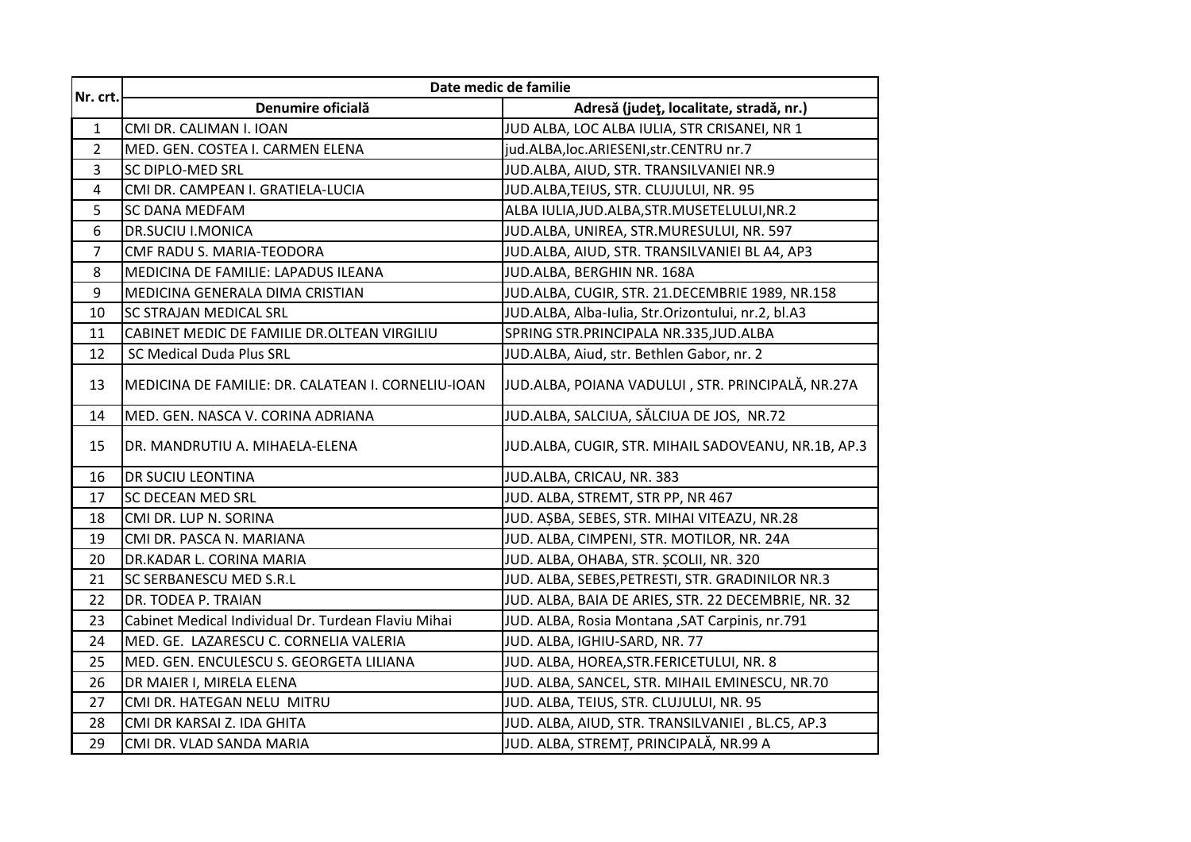| Nr. crt. | Date medic de familie | |
|---|---|---|
| | Denumire oficială | Adresă (judeţ, localitate, stradă, nr.) |
| 1 | CMI DR. CALIMAN I. IOAN | JUD ALBA, LOC ALBA IULIA, STR CRISANEI, NR 1 |
| 2 | MED. GEN. COSTEA I. CARMEN ELENA | jud.ALBA,loc.ARIESENI,str.CENTRU nr.7 |
| 3 | SC DIPLO-MED SRL | JUD.ALBA, AIUD, STR. TRANSILVANIEI NR.9 |
| 4 | CMI DR. CAMPEAN I. GRATIELA-LUCIA | JUD.ALBA,TEIUS, STR. CLUJULUI, NR. 95 |
| 5 | SC DANA MEDFAM | ALBA IULIA,JUD.ALBA,STR.MUSETELULUI,NR.2 |
| 6 | DR.SUCIU I.MONICA | JUD.ALBA, UNIREA, STR.MURESULUI, NR. 597 |
| 7 | CMF RADU S. MARIA-TEODORA | JUD.ALBA, AIUD, STR. TRANSILVANIEI BL A4, AP3 |
| 8 | MEDICINA DE FAMILIE: LAPADUS ILEANA | JUD.ALBA, BERGHIN NR. 168A |
| 9 | MEDICINA GENERALA DIMA CRISTIAN | JUD.ALBA, CUGIR, STR. 21.DECEMBRIE 1989, NR.158 |
| 10 | SC STRAJAN MEDICAL SRL | JUD.ALBA, Alba-Iulia, Str.Orizontului, nr.2, bl.A3 |
| 11 | CABINET MEDIC DE FAMILIE DR.OLTEAN VIRGILIU | SPRING STR.PRINCIPALA NR.335,JUD.ALBA |
| 12 | SC Medical Duda Plus SRL | JUD.ALBA, Aiud, str. Bethlen Gabor, nr. 2 |
| 13 | MEDICINA DE FAMILIE: DR. CALATEAN I. CORNELIU-IOAN | JUD.ALBA, POIANA VADULUI , STR. PRINCIPALĂ, NR.27A |
| 14 | MED. GEN. NASCA V. CORINA ADRIANA | JUD.ALBA, SALCIUA, SĂLCIUA DE JOS, NR.72 |
| 15 | DR. MANDRUTIU A. MIHAELA-ELENA | JUD.ALBA, CUGIR, STR. MIHAIL SADOVEANU, NR.1B, AP.3 |
| 16 | DR SUCIU LEONTINA | JUD.ALBA, CRICAU, NR. 383 |
| 17 | SC DECEAN MED SRL | JUD. ALBA, STREMT, STR PP, NR 467 |
| 18 | CMI DR. LUP N. SORINA | JUD. AȘBA, SEBES, STR. MIHAI VITEAZU, NR.28 |
| 19 | CMI DR. PASCA N. MARIANA | JUD. ALBA, CIMPENI, STR. MOTILOR, NR. 24A |
| 20 | DR.KADAR L. CORINA MARIA | JUD. ALBA, OHABA, STR. ŞCOLII, NR. 320 |
| 21 | SC SERBANESCU MED S.R.L | JUD. ALBA, SEBES,PETRESTI, STR. GRADINILOR NR.3 |
| 22 | DR. TODEA P. TRAIAN | JUD. ALBA, BAIA DE ARIES, STR. 22 DECEMBRIE, NR. 32 |
| 23 | Cabinet Medical Individual Dr. Turdean Flaviu Mihai | JUD. ALBA, Rosia Montana ,SAT Carpinis, nr.791 |
| 24 | MED. GE. LAZARESCU C. CORNELIA VALERIA | JUD. ALBA, IGHIU-SARD, NR. 77 |
| 25 | MED. GEN. ENCULESCU S. GEORGETA LILIANA | JUD. ALBA, HOREA,STR.FERICETULUI, NR. 8 |
| 26 | DR MAIER I, MIRELA ELENA | JUD. ALBA, SANCEL, STR. MIHAIL EMINESCU, NR.70 |
| 27 | CMI DR. HATEGAN NELU MITRU | JUD. ALBA, TEIUS, STR. CLUJULUI, NR. 95 |
| 28 | CMI DR KARSAI Z. IDA GHITA | JUD. ALBA, AIUD, STR. TRANSILVANIEI , BL.C5, AP.3 |
| 29 | CMI DR. VLAD SANDA MARIA | JUD. ALBA, STREMȚ, PRINCIPALĂ, NR.99 A |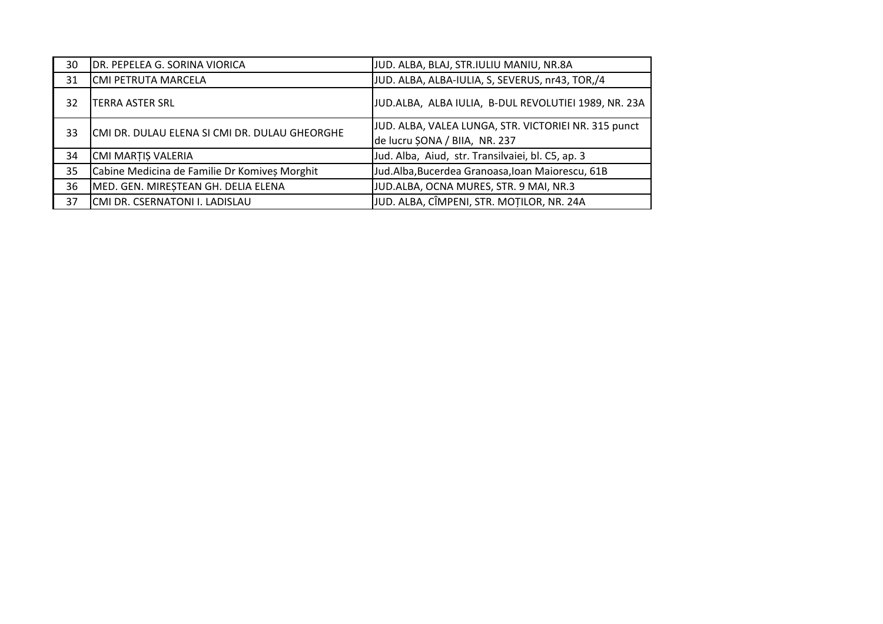| | | |
|---|---|---|
| 30 | DR. PEPELEA G. SORINA VIORICA | JUD. ALBA, BLAJ, STR.IULIU MANIU, NR.8A |
| 31 | CMI PETRUTA MARCELA | JUD. ALBA, ALBA-IULIA, S, SEVERUS, nr43, TOR,/4 |
| 32 | TERRA ASTER SRL | JUD.ALBA, ALBA IULIA, B-DUL REVOLUTIEI 1989, NR. 23A |
| 33 | CMI DR. DULAU ELENA SI CMI DR. DULAU GHEORGHE | JUD. ALBA, VALEA LUNGA, STR. VICTORIEI NR. 315 punct de lucru ȘONA / BIIA, NR. 237 |
| 34 | CMI MARȚIȘ VALERIA | Jud. Alba, Aiud, str. Transilvaiei, bl. C5, ap. 3 |
| 35 | Cabine Medicina de Familie Dr Komiveș Morghit | Jud.Alba,Bucerdea Granoasa,Ioan Maiorescu, 61B |
| 36 | MED. GEN. MIREȘTEAN GH. DELIA ELENA | JUD.ALBA, OCNA MURES, STR. 9 MAI, NR.3 |
| 37 | CMI DR. CSERNATONI I. LADISLAU | JUD. ALBA, CÎMPENI, STR. MOȚILOR, NR. 24A |